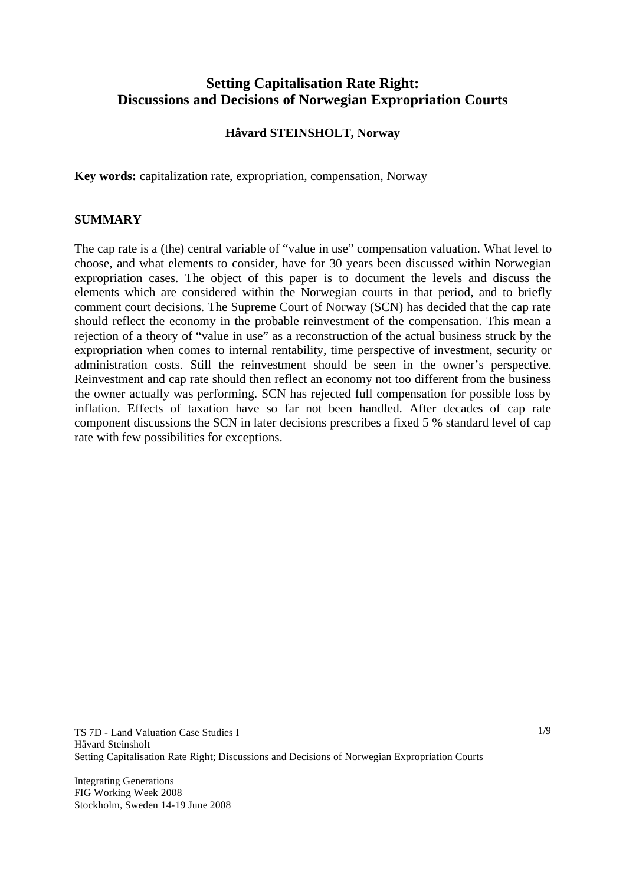# Setting Capitalisation Rate Right: Discussions and Decisions of Norwegian Expropriation Courts

**Håvard STEINSHOLT, Norway**

**Key words:** capitalization rate, expropriation, compensation, Norway

## SUMMARY

The cap rate is a (the) central variable of "value in use" compensation valuation. What level to choose, and what elements to consider, have for 30 years been discussed within Norwegian expropriation cases. The object of this paper is to document the levels and discuss the elements which are considered within the Norwegian courts in that period, and to briefly comment court decisions. The Supreme Court of Norway (SCN) has decided that the cap rate should reflect the economy in the probable reinvestment of the compensation. This mean a rejection of a theory of "value in use" as a reconstruction of the actual business struck by the expropriation when comes to internal rentability, time perspective of investment, security or administration costs. Still the reinvestment should be seen in the owner's perspective. Reinvestment and cap rate should then reflect an economy not too different from the business the owner actually was performing. SCN has rejected full compensation for possible loss by inflation. Effects of taxation have so far not been handled. After decades of cap rate component discussions the SCN in later decisions prescribes a fixed 5 % standard level of cap rate with few possibilities for exceptions.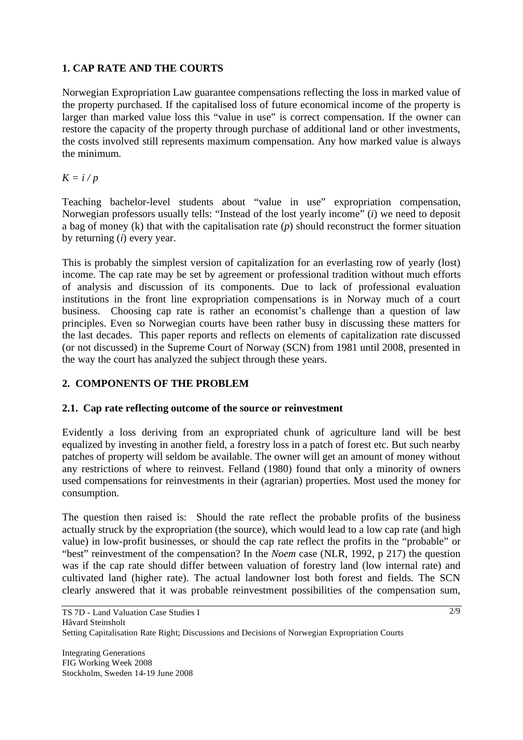## 1. CAP RATE AND THE COURTS

Norwegian Expropriation Law guarantee compensations reflecting the loss in marked value of the property purchased. If the capitalised loss of future economical income of the property is larger than marked value loss this "value in use" is correct compensation. If the owner can restore the capacity of the property through purchase of additional land or other investments, the costs involved still represents maximum compensation. Any how marked value is always the minimum.

$K = i / p$

Teaching bachelor-level students about "value in use" expropriation compensation, Norwegian professors usually tells: "Instead of the lost yearly income" ($i$) we need to deposit a bag of money (k) that with the capitalisation rate ($p$) should reconstruct the former situation by returning ($i$) every year.

This is probably the simplest version of capitalization for an everlasting row of yearly (lost) income. The cap rate may be set by agreement or professional tradition without much efforts of analysis and discussion of its components. Due to lack of professional evaluation institutions in the front line expropriation compensations is in Norway much of a court business. Choosing cap rate is rather an economist's challenge than a question of law principles. Even so Norwegian courts have been rather busy in discussing these matters for the last decades. This paper reports and reflects on elements of capitalization rate discussed (or not discussed) in the Supreme Court of Norway (SCN) from 1981 until 2008, presented in the way the court has analyzed the subject through these years.

## 2. COMPONENTS OF THE PROBLEM

### 2.1. Cap rate reflecting outcome of the source or reinvestment

Evidently a loss deriving from an expropriated chunk of agriculture land will be best equalized by investing in another field, a forestry loss in a patch of forest etc. But such nearby patches of property will seldom be available. The owner will get an amount of money without any restrictions of where to reinvest. Felland (1980) found that only a minority of owners used compensations for reinvestments in their (agrarian) properties. Most used the money for consumption.

The question then raised is: Should the rate reflect the probable profits of the business actually struck by the expropriation (the source), which would lead to a low cap rate (and high value) in low-profit businesses, or should the cap rate reflect the profits in the "probable" or "best" reinvestment of the compensation? In the *Noem* case (NLR, 1992, p 217) the question was if the cap rate should differ between valuation of forestry land (low internal rate) and cultivated land (higher rate). The actual landowner lost both forest and fields. The SCN clearly answered that it was probable reinvestment possibilities of the compensation sum,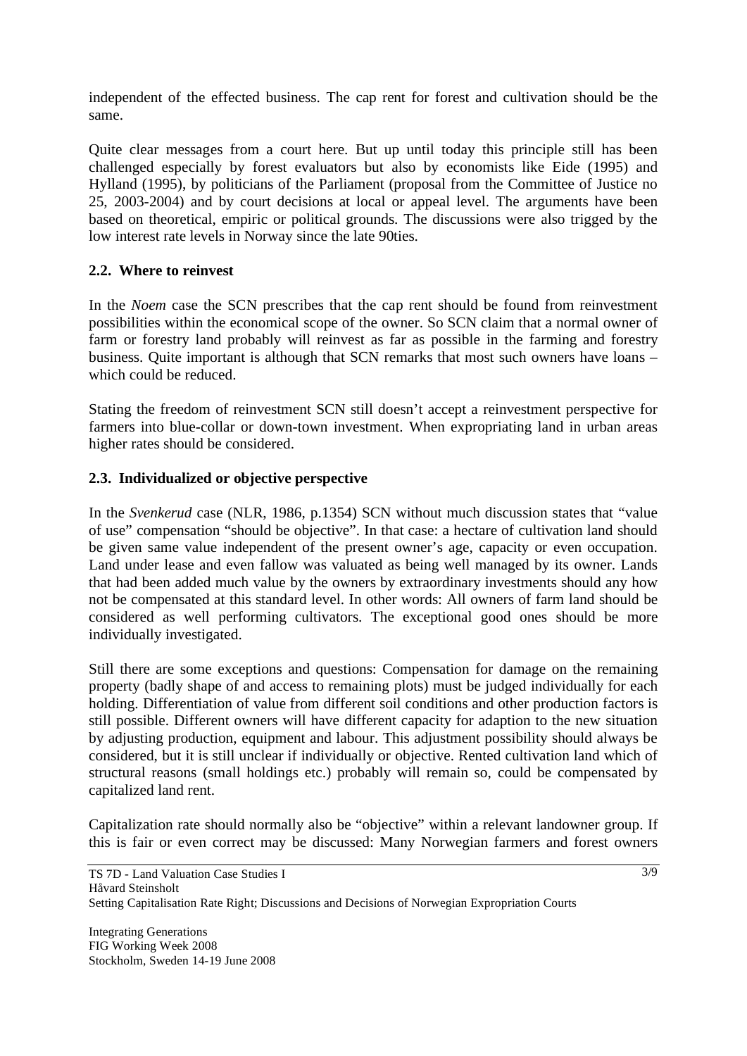independent of the effected business. The cap rent for forest and cultivation should be the same.

Quite clear messages from a court here. But up until today this principle still has been challenged especially by forest evaluators but also by economists like Eide (1995) and Hylland (1995), by politicians of the Parliament (proposal from the Committee of Justice no 25, 2003-2004) and by court decisions at local or appeal level. The arguments have been based on theoretical, empiric or political grounds. The discussions were also trigged by the low interest rate levels in Norway since the late 90ties.

## 2.2. Where to reinvest

In the *Noem* case the SCN prescribes that the cap rent should be found from reinvestment possibilities within the economical scope of the owner. So SCN claim that a normal owner of farm or forestry land probably will reinvest as far as possible in the farming and forestry business. Quite important is although that SCN remarks that most such owners have loans – which could be reduced.

Stating the freedom of reinvestment SCN still doesn't accept a reinvestment perspective for farmers into blue-collar or down-town investment. When expropriating land in urban areas higher rates should be considered.

## 2.3. Individualized or objective perspective

In the *Svenkerud* case (NLR, 1986, p.1354) SCN without much discussion states that "value of use" compensation "should be objective". In that case: a hectare of cultivation land should be given same value independent of the present owner's age, capacity or even occupation. Land under lease and even fallow was valuated as being well managed by its owner. Lands that had been added much value by the owners by extraordinary investments should any how not be compensated at this standard level. In other words: All owners of farm land should be considered as well performing cultivators. The exceptional good ones should be more individually investigated.

Still there are some exceptions and questions: Compensation for damage on the remaining property (badly shape of and access to remaining plots) must be judged individually for each holding. Differentiation of value from different soil conditions and other production factors is still possible. Different owners will have different capacity for adaption to the new situation by adjusting production, equipment and labour. This adjustment possibility should always be considered, but it is still unclear if individually or objective. Rented cultivation land which of structural reasons (small holdings etc.) probably will remain so, could be compensated by capitalized land rent.

Capitalization rate should normally also be "objective" within a relevant landowner group. If this is fair or even correct may be discussed: Many Norwegian farmers and forest owners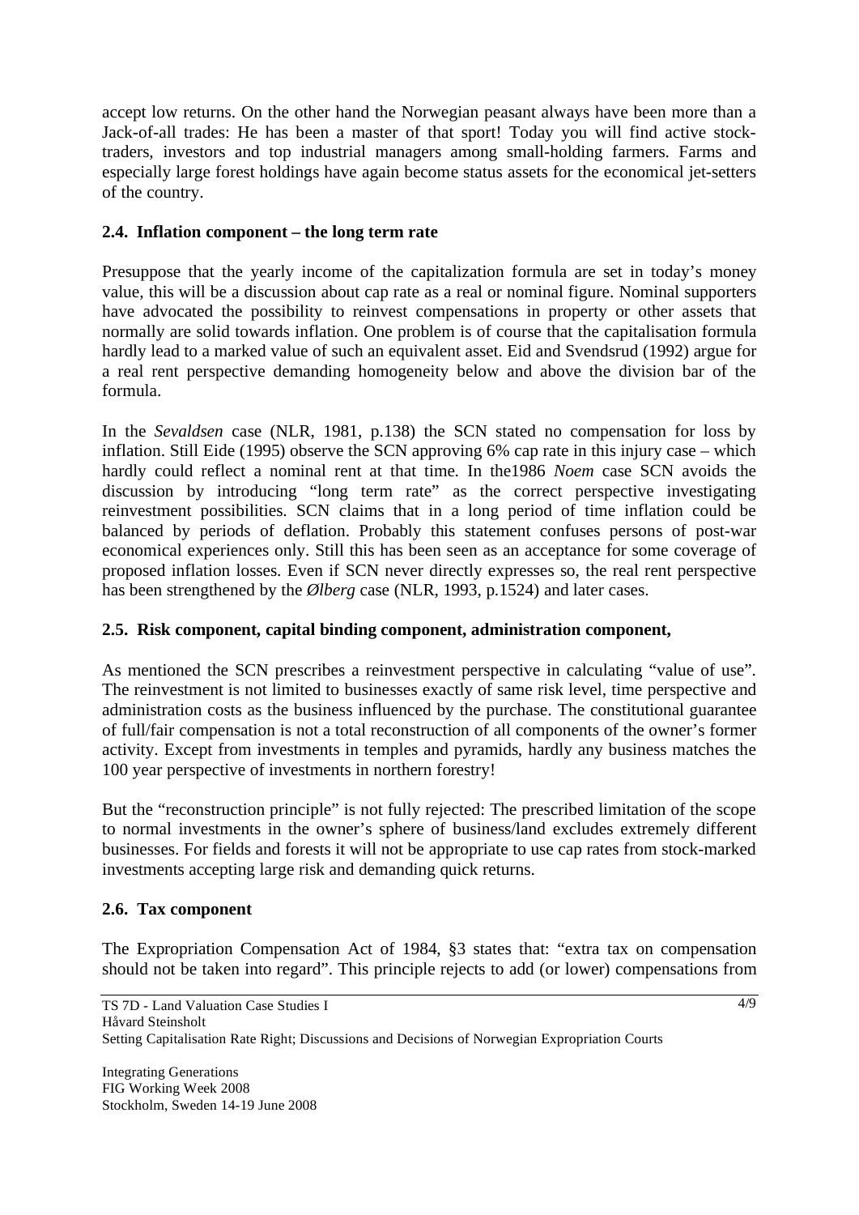accept low returns. On the other hand the Norwegian peasant always have been more than a Jack-of-all trades: He has been a master of that sport! Today you will find active stock-traders, investors and top industrial managers among small-holding farmers. Farms and especially large forest holdings have again become status assets for the economical jet-setters of the country.

### 2.4. Inflation component – the long term rate

Presuppose that the yearly income of the capitalization formula are set in today's money value, this will be a discussion about cap rate as a real or nominal figure. Nominal supporters have advocated the possibility to reinvest compensations in property or other assets that normally are solid towards inflation. One problem is of course that the capitalisation formula hardly lead to a marked value of such an equivalent asset. Eid and Svendsrud (1992) argue for a real rent perspective demanding homogeneity below and above the division bar of the formula.

In the *Sevaldsen* case (NLR, 1981, p.138) the SCN stated no compensation for loss by inflation. Still Eide (1995) observe the SCN approving 6% cap rate in this injury case – which hardly could reflect a nominal rent at that time. In the1986 *Noem* case SCN avoids the discussion by introducing "long term rate" as the correct perspective investigating reinvestment possibilities. SCN claims that in a long period of time inflation could be balanced by periods of deflation. Probably this statement confuses persons of post-war economical experiences only. Still this has been seen as an acceptance for some coverage of proposed inflation losses. Even if SCN never directly expresses so, the real rent perspective has been strengthened by the *Ølberg* case (NLR, 1993, p.1524) and later cases.

### 2.5. Risk component, capital binding component, administration component,

As mentioned the SCN prescribes a reinvestment perspective in calculating "value of use". The reinvestment is not limited to businesses exactly of same risk level, time perspective and administration costs as the business influenced by the purchase. The constitutional guarantee of full/fair compensation is not a total reconstruction of all components of the owner's former activity. Except from investments in temples and pyramids, hardly any business matches the 100 year perspective of investments in northern forestry!

But the "reconstruction principle" is not fully rejected: The prescribed limitation of the scope to normal investments in the owner's sphere of business/land excludes extremely different businesses. For fields and forests it will not be appropriate to use cap rates from stock-marked investments accepting large risk and demanding quick returns.

### 2.6. Tax component

The Expropriation Compensation Act of 1984, §3 states that: "extra tax on compensation should not be taken into regard". This principle rejects to add (or lower) compensations from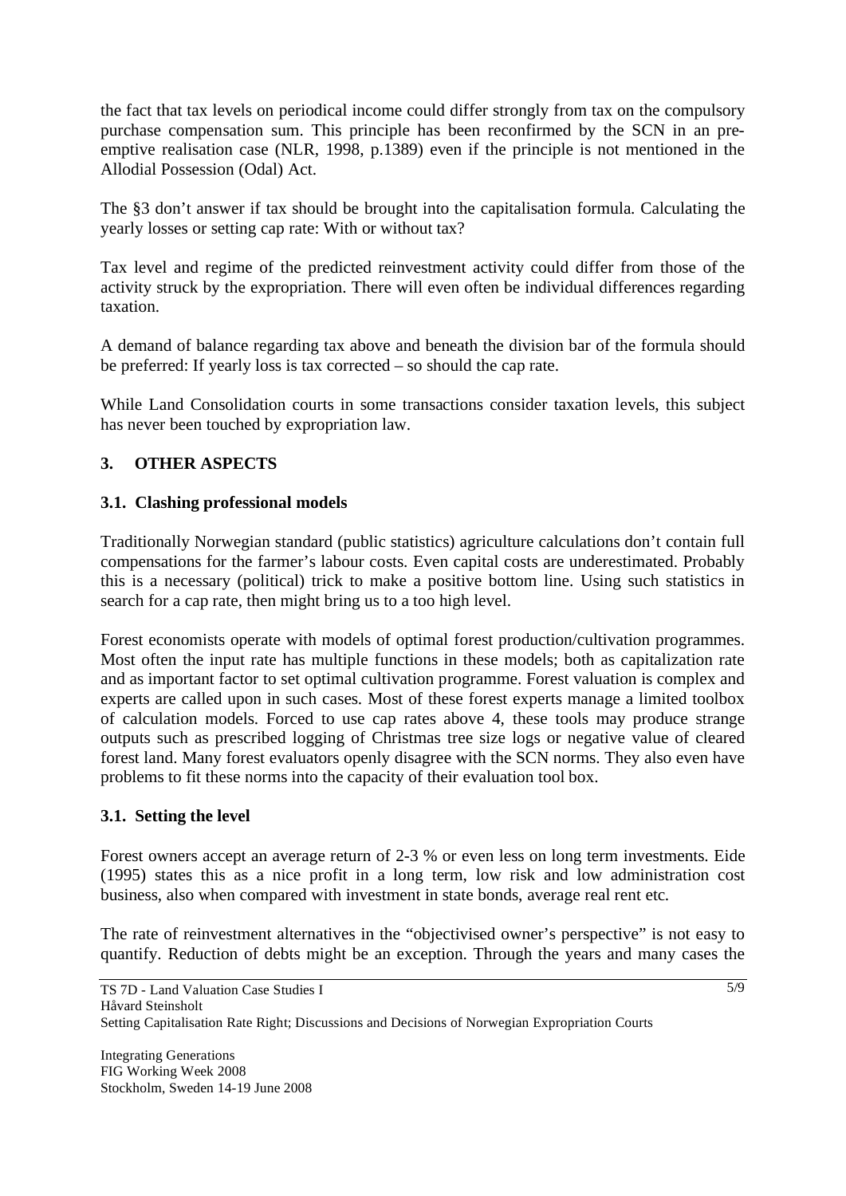the fact that tax levels on periodical income could differ strongly from tax on the compulsory purchase compensation sum. This principle has been reconfirmed by the SCN in an pre-emptive realisation case (NLR, 1998, p.1389) even if the principle is not mentioned in the Allodial Possession (Odal) Act.

The §3 don't answer if tax should be brought into the capitalisation formula. Calculating the yearly losses or setting cap rate: With or without tax?

Tax level and regime of the predicted reinvestment activity could differ from those of the activity struck by the expropriation. There will even often be individual differences regarding taxation.

A demand of balance regarding tax above and beneath the division bar of the formula should be preferred: If yearly loss is tax corrected – so should the cap rate.

While Land Consolidation courts in some transactions consider taxation levels, this subject has never been touched by expropriation law.

## 3. OTHER ASPECTS

### 3.1. Clashing professional models

Traditionally Norwegian standard (public statistics) agriculture calculations don't contain full compensations for the farmer's labour costs. Even capital costs are underestimated. Probably this is a necessary (political) trick to make a positive bottom line. Using such statistics in search for a cap rate, then might bring us to a too high level.

Forest economists operate with models of optimal forest production/cultivation programmes. Most often the input rate has multiple functions in these models; both as capitalization rate and as important factor to set optimal cultivation programme. Forest valuation is complex and experts are called upon in such cases. Most of these forest experts manage a limited toolbox of calculation models. Forced to use cap rates above 4, these tools may produce strange outputs such as prescribed logging of Christmas tree size logs or negative value of cleared forest land. Many forest evaluators openly disagree with the SCN norms. They also even have problems to fit these norms into the capacity of their evaluation tool box.

### 3.1. Setting the level

Forest owners accept an average return of 2-3 % or even less on long term investments. Eide (1995) states this as a nice profit in a long term, low risk and low administration cost business, also when compared with investment in state bonds, average real rent etc.

The rate of reinvestment alternatives in the "objectivised owner's perspective" is not easy to quantify. Reduction of debts might be an exception. Through the years and many cases the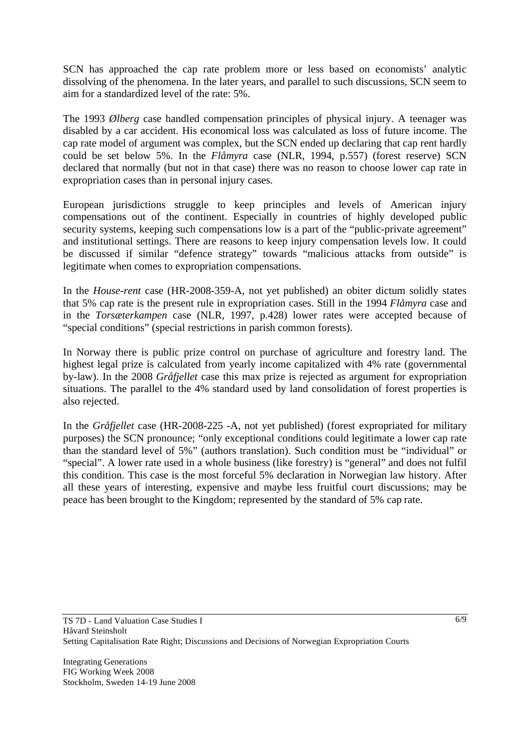SCN has approached the cap rate problem more or less based on economists' analytic dissolving of the phenomena. In the later years, and parallel to such discussions, SCN seem to aim for a standardized level of the rate: 5%.

The 1993 *Ølberg* case handled compensation principles of physical injury. A teenager was disabled by a car accident. His economical loss was calculated as loss of future income. The cap rate model of argument was complex, but the SCN ended up declaring that cap rent hardly could be set below 5%. In the *Flåmyra* case (NLR, 1994, p.557) (forest reserve) SCN declared that normally (but not in that case) there was no reason to choose lower cap rate in expropriation cases than in personal injury cases.

European jurisdictions struggle to keep principles and levels of American injury compensations out of the continent. Especially in countries of highly developed public security systems, keeping such compensations low is a part of the "public-private agreement" and institutional settings. There are reasons to keep injury compensation levels low. It could be discussed if similar "defence strategy" towards "malicious attacks from outside" is legitimate when comes to expropriation compensations.

In the *House-rent* case (HR-2008-359-A, not yet published) an obiter dictum solidly states that 5% cap rate is the present rule in expropriation cases. Still in the 1994 *Flåmyra* case and in the *Torsæterkampen* case (NLR, 1997, p.428) lower rates were accepted because of "special conditions" (special restrictions in parish common forests).

In Norway there is public prize control on purchase of agriculture and forestry land. The highest legal prize is calculated from yearly income capitalized with 4% rate (governmental by-law). In the 2008 *Gråfjellet* case this max prize is rejected as argument for expropriation situations. The parallel to the 4% standard used by land consolidation of forest properties is also rejected.

In the *Gråfjellet* case (HR-2008-225 -A, not yet published) (forest expropriated for military purposes) the SCN pronounce; "only exceptional conditions could legitimate a lower cap rate than the standard level of 5%" (authors translation). Such condition must be "individual" or "special". A lower rate used in a whole business (like forestry) is "general" and does not fulfil this condition. This case is the most forceful 5% declaration in Norwegian law history. After all these years of interesting, expensive and maybe less fruitful court discussions; may be peace has been brought to the Kingdom; represented by the standard of 5% cap rate.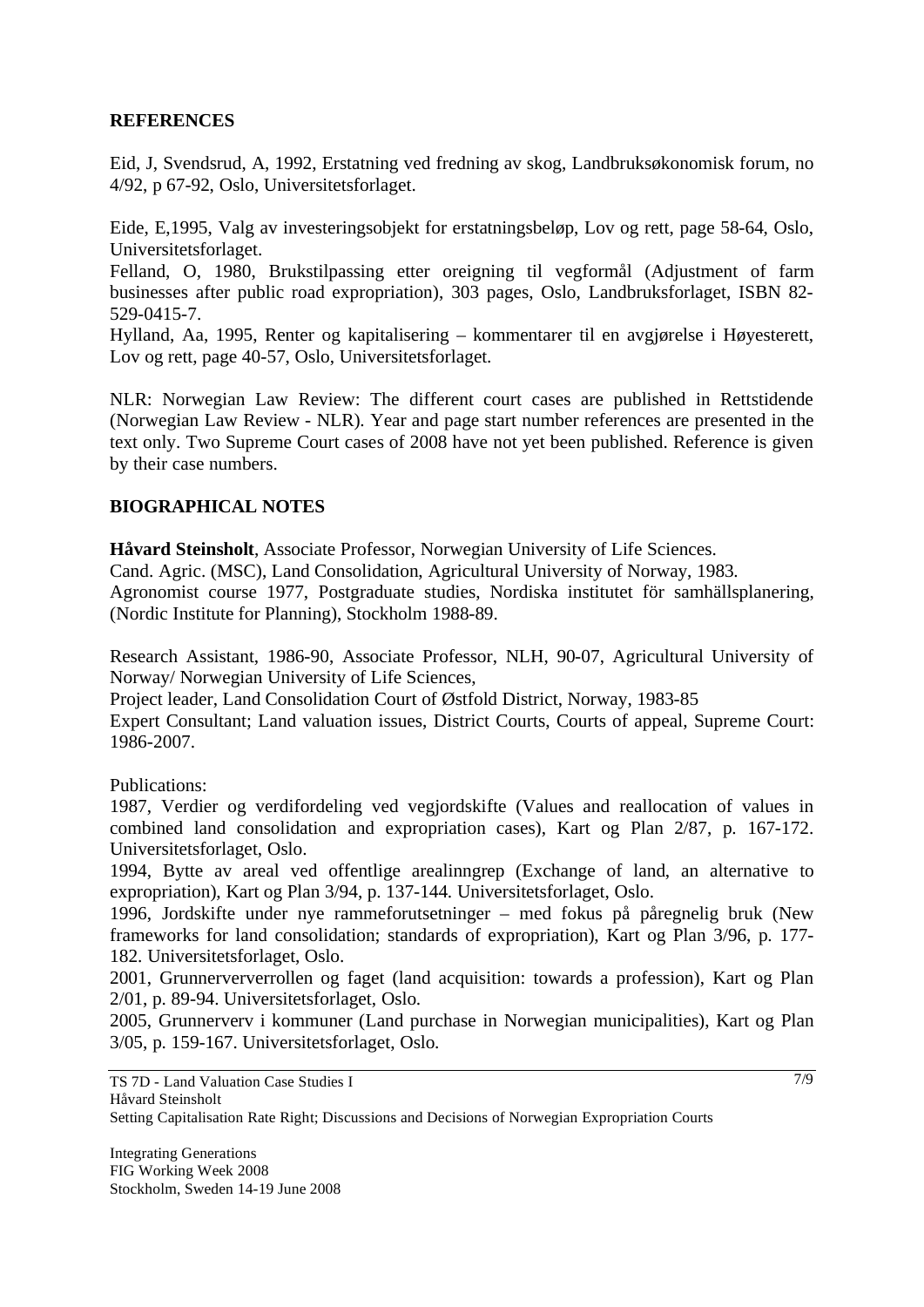## REFERENCES

Eid, J, Svendsrud, A, 1992, Erstatning ved fredning av skog, Landbruksøkonomisk forum, no 4/92, p 67-92, Oslo, Universitetsforlaget.

Eide, E,1995, Valg av investeringsobjekt for erstatningsbeløp, Lov og rett, page 58-64, Oslo, Universitetsforlaget.

Felland, O, 1980, Brukstilpassing etter oreigning til vegformål (Adjustment of farm businesses after public road expropriation), 303 pages, Oslo, Landbruksforlaget, ISBN 82-529-0415-7.

Hylland, Aa, 1995, Renter og kapitalisering – kommentarer til en avgjørelse i Høyesterett, Lov og rett, page 40-57, Oslo, Universitetsforlaget.

NLR: Norwegian Law Review: The different court cases are published in Rettstidende (Norwegian Law Review - NLR). Year and page start number references are presented in the text only. Two Supreme Court cases of 2008 have not yet been published. Reference is given by their case numbers.

## BIOGRAPHICAL NOTES

**Håvard Steinsholt**, Associate Professor, Norwegian University of Life Sciences.
Cand. Agric. (MSC), Land Consolidation, Agricultural University of Norway, 1983.
Agronomist course 1977, Postgraduate studies, Nordiska institutet för samhällsplanering, (Nordic Institute for Planning), Stockholm 1988-89.

Research Assistant, 1986-90, Associate Professor, NLH, 90-07, Agricultural University of Norway/ Norwegian University of Life Sciences,
Project leader, Land Consolidation Court of Østfold District, Norway, 1983-85
Expert Consultant; Land valuation issues, District Courts, Courts of appeal, Supreme Court: 1986-2007.

Publications:
1987, Verdier og verdifordeling ved vegjordskifte (Values and reallocation of values in combined land consolidation and expropriation cases), Kart og Plan 2/87, p. 167-172. Universitetsforlaget, Oslo.
1994, Bytte av areal ved offentlige arealinngrep (Exchange of land, an alternative to expropriation), Kart og Plan 3/94, p. 137-144. Universitetsforlaget, Oslo.
1996, Jordskifte under nye rammeforutsetninger – med fokus på påregnelig bruk (New frameworks for land consolidation; standards of expropriation), Kart og Plan 3/96, p. 177-182. Universitetsforlaget, Oslo.
2001, Grunnerververrollen og faget (land acquisition: towards a profession), Kart og Plan 2/01, p. 89-94. Universitetsforlaget, Oslo.
2005, Grunnerverv i kommuner (Land purchase in Norwegian municipalities), Kart og Plan 3/05, p. 159-167. Universitetsforlaget, Oslo.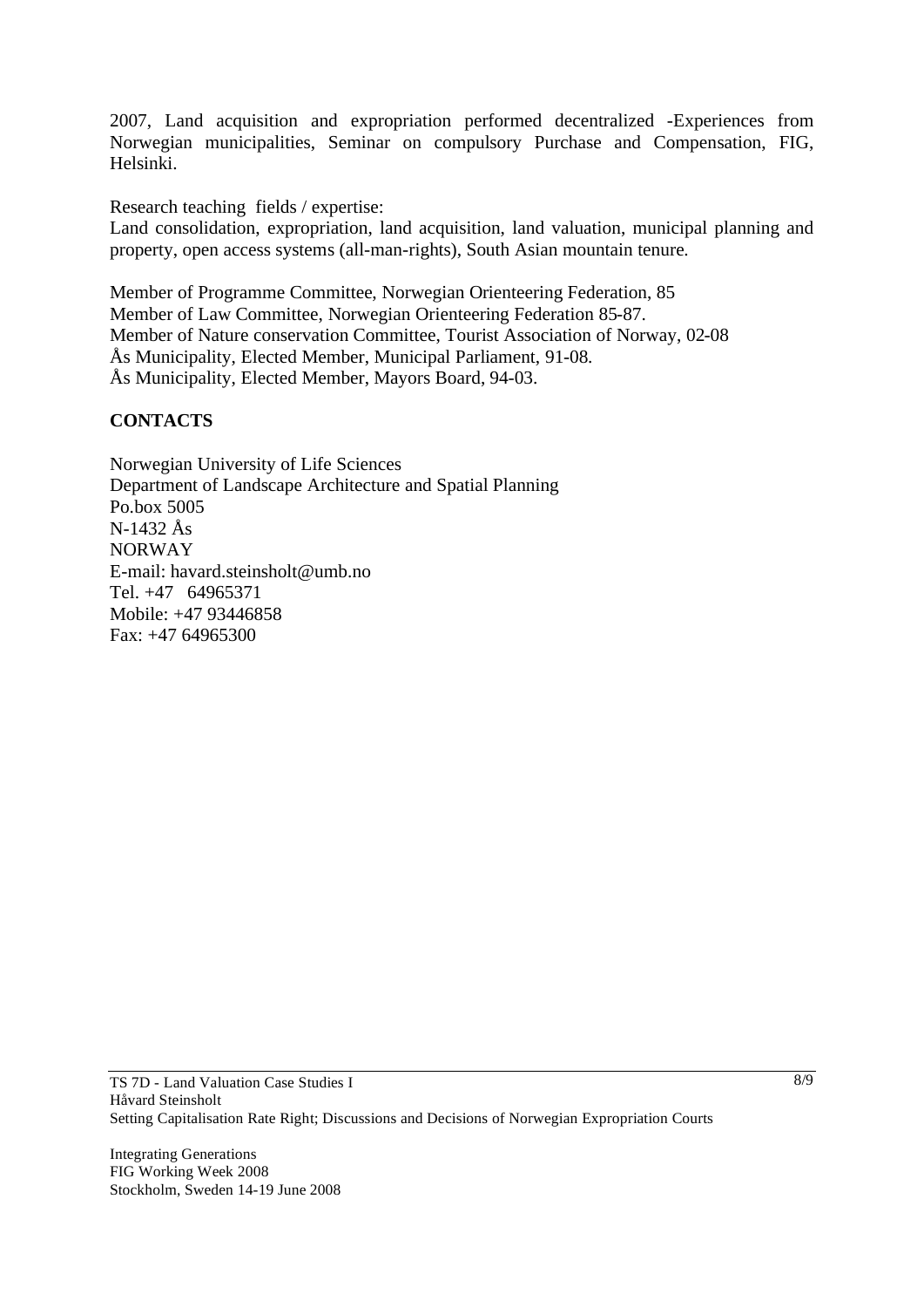2007, Land acquisition and expropriation performed decentralized -Experiences from Norwegian municipalities, Seminar on compulsory Purchase and Compensation, FIG, Helsinki.

Research teaching fields / expertise:
Land consolidation, expropriation, land acquisition, land valuation, municipal planning and property, open access systems (all-man-rights), South Asian mountain tenure.

Member of Programme Committee, Norwegian Orienteering Federation, 85
Member of Law Committee, Norwegian Orienteering Federation 85-87.
Member of Nature conservation Committee, Tourist Association of Norway, 02-08
Ås Municipality, Elected Member, Municipal Parliament, 91-08.
Ås Municipality, Elected Member, Mayors Board, 94-03.

## CONTACTS

Norwegian University of Life Sciences
Department of Landscape Architecture and Spatial Planning
Po.box 5005
N-1432 Ås
NORWAY
E-mail: havard.steinsholt@umb.no
Tel. +47 64965371
Mobile: +47 93446858
Fax: +47 64965300